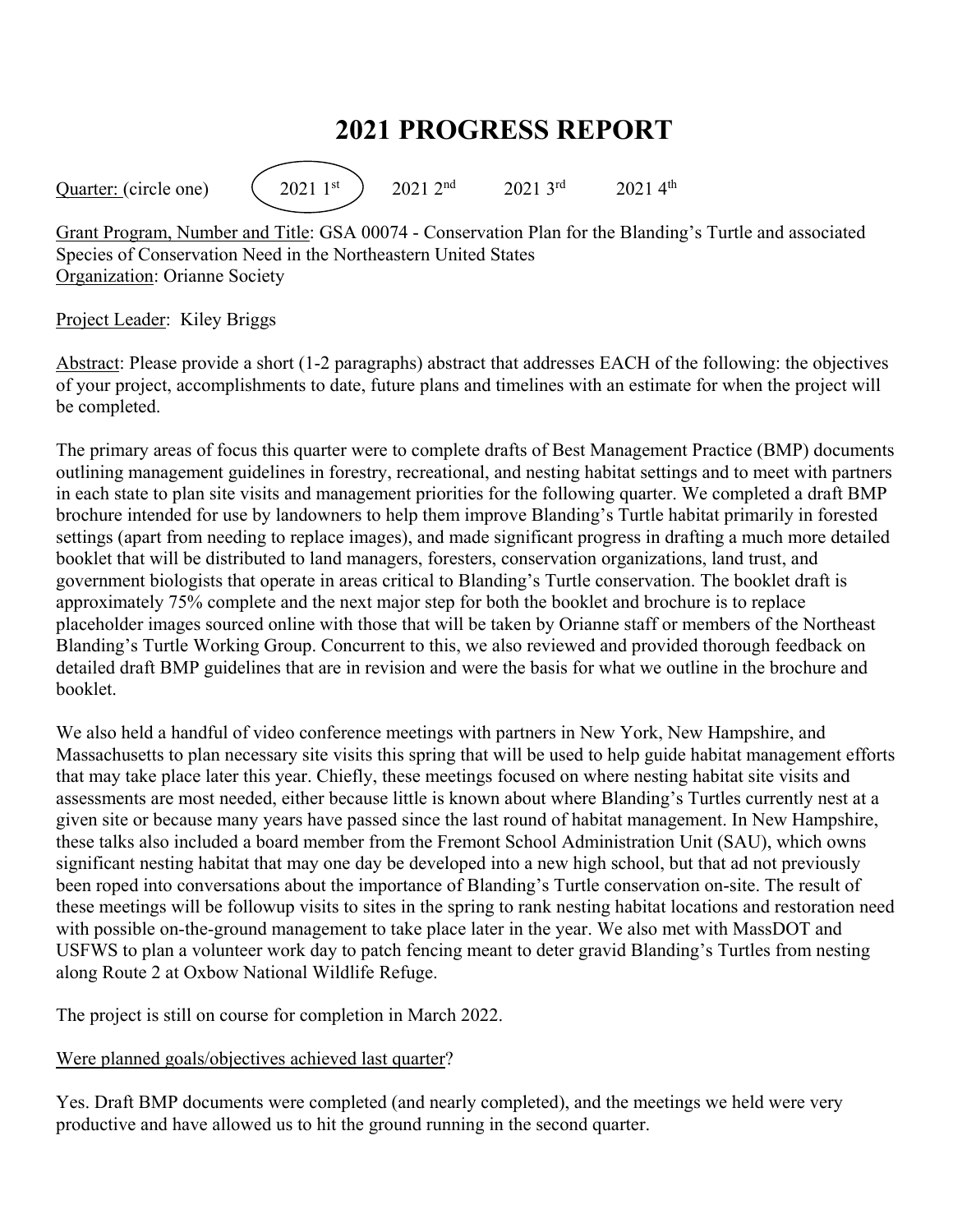# 2021 PROGRESS REPORT

Quarter: (circle one) **(2021 1st)** 2021 2nd 2021 3rd 2021 4th

Grant Program, Number and Title: GSA 00074 - Conservation Plan for the Blanding's Turtle and associated Species of Conservation Need in the Northeastern United States
Organization: Orianne Society

Project Leader: Kiley Briggs

Abstract: Please provide a short (1-2 paragraphs) abstract that addresses EACH of the following: the objectives of your project, accomplishments to date, future plans and timelines with an estimate for when the project will be completed.

The primary areas of focus this quarter were to complete drafts of Best Management Practice (BMP) documents outlining management guidelines in forestry, recreational, and nesting habitat settings and to meet with partners in each state to plan site visits and management priorities for the following quarter. We completed a draft BMP brochure intended for use by landowners to help them improve Blanding's Turtle habitat primarily in forested settings (apart from needing to replace images), and made significant progress in drafting a much more detailed booklet that will be distributed to land managers, foresters, conservation organizations, land trust, and government biologists that operate in areas critical to Blanding's Turtle conservation. The booklet draft is approximately 75% complete and the next major step for both the booklet and brochure is to replace placeholder images sourced online with those that will be taken by Orianne staff or members of the Northeast Blanding's Turtle Working Group. Concurrent to this, we also reviewed and provided thorough feedback on detailed draft BMP guidelines that are in revision and were the basis for what we outline in the brochure and booklet.

We also held a handful of video conference meetings with partners in New York, New Hampshire, and Massachusetts to plan necessary site visits this spring that will be used to help guide habitat management efforts that may take place later this year. Chiefly, these meetings focused on where nesting habitat site visits and assessments are most needed, either because little is known about where Blanding's Turtles currently nest at a given site or because many years have passed since the last round of habitat management. In New Hampshire, these talks also included a board member from the Fremont School Administration Unit (SAU), which owns significant nesting habitat that may one day be developed into a new high school, but that ad not previously been roped into conversations about the importance of Blanding's Turtle conservation on-site. The result of these meetings will be followup visits to sites in the spring to rank nesting habitat locations and restoration need with possible on-the-ground management to take place later in the year. We also met with MassDOT and USFWS to plan a volunteer work day to patch fencing meant to deter gravid Blanding's Turtles from nesting along Route 2 at Oxbow National Wildlife Refuge.

The project is still on course for completion in March 2022.

Were planned goals/objectives achieved last quarter?

Yes. Draft BMP documents were completed (and nearly completed), and the meetings we held were very productive and have allowed us to hit the ground running in the second quarter.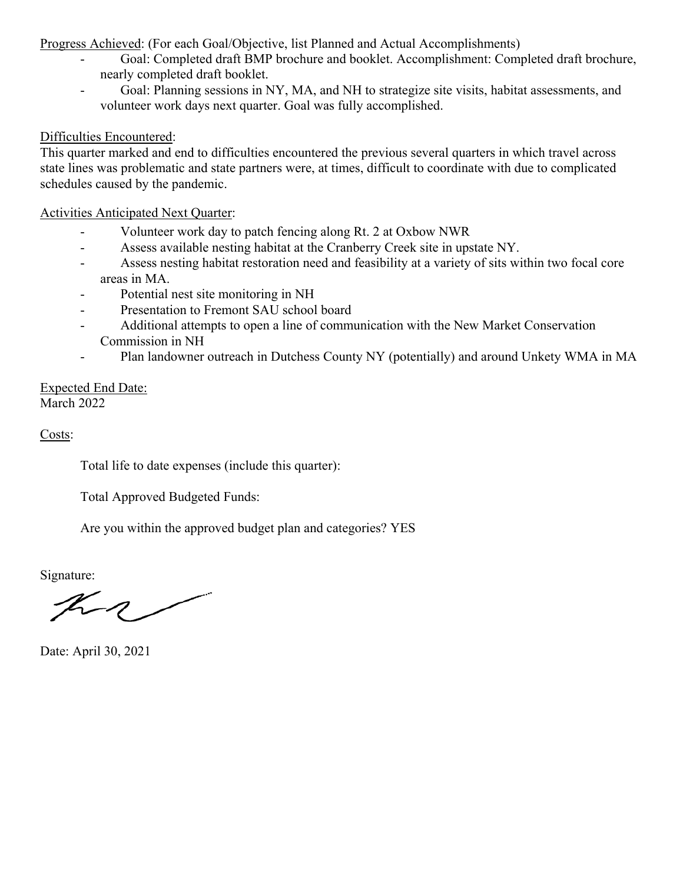<u>Progress Achieved</u>: (For each Goal/Objective, list Planned and Actual Accomplishments)

- Goal: Completed draft BMP brochure and booklet. Accomplishment: Completed draft brochure, nearly completed draft booklet.
- Goal: Planning sessions in NY, MA, and NH to strategize site visits, habitat assessments, and volunteer work days next quarter. Goal was fully accomplished.

<u>Difficulties Encountered</u>:

This quarter marked and end to difficulties encountered the previous several quarters in which travel across state lines was problematic and state partners were, at times, difficult to coordinate with due to complicated schedules caused by the pandemic.

<u>Activities Anticipated Next Quarter</u>:

- Volunteer work day to patch fencing along Rt. 2 at Oxbow NWR
- Assess available nesting habitat at the Cranberry Creek site in upstate NY.
- Assess nesting habitat restoration need and feasibility at a variety of sits within two focal core areas in MA.
- Potential nest site monitoring in NH
- Presentation to Fremont SAU school board
- Additional attempts to open a line of communication with the New Market Conservation Commission in NH
- Plan landowner outreach in Dutchess County NY (potentially) and around Unkety WMA in MA

<u>Expected End Date:</u>

March 2022

<u>Costs</u>:

Total life to date expenses (include this quarter):

Total Approved Budgeted Funds:

Are you within the approved budget plan and categories? YES

Signature:

Date: April 30, 2021